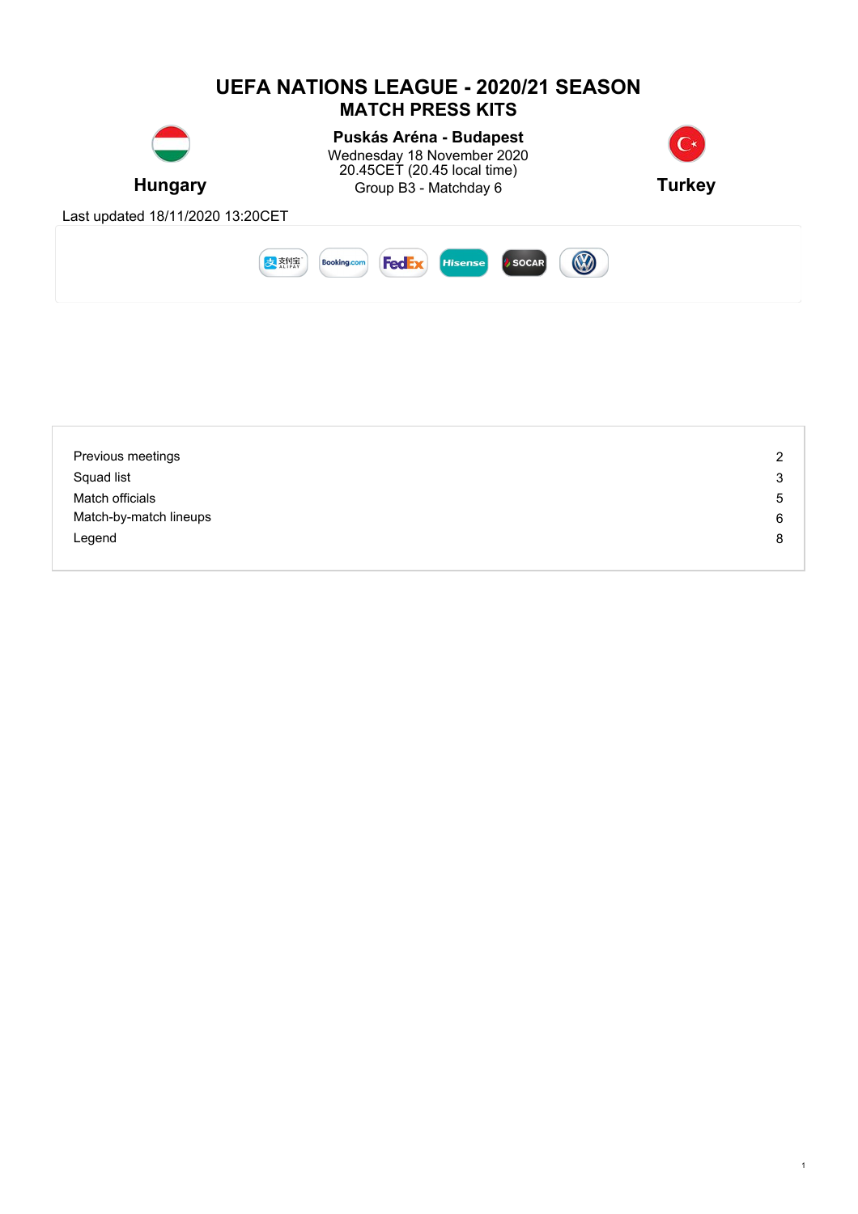# UEFA NATIONS LEAGUE - 2020/21 SEASON
## MATCH PRESS KITS

**Hungary**

**Puskás Aréna - Budapest**
Wednesday 18 November 2020
20.45CET (20.45 local time)
Group B3 - Matchday 6

**Turkey**

Last updated 18/11/2020 13:20CET

| | |
|---|---|
| Previous meetings | 2 |
| Squad list | 3 |
| Match officials | 5 |
| Match-by-match lineups | 6 |
| Legend | 8 |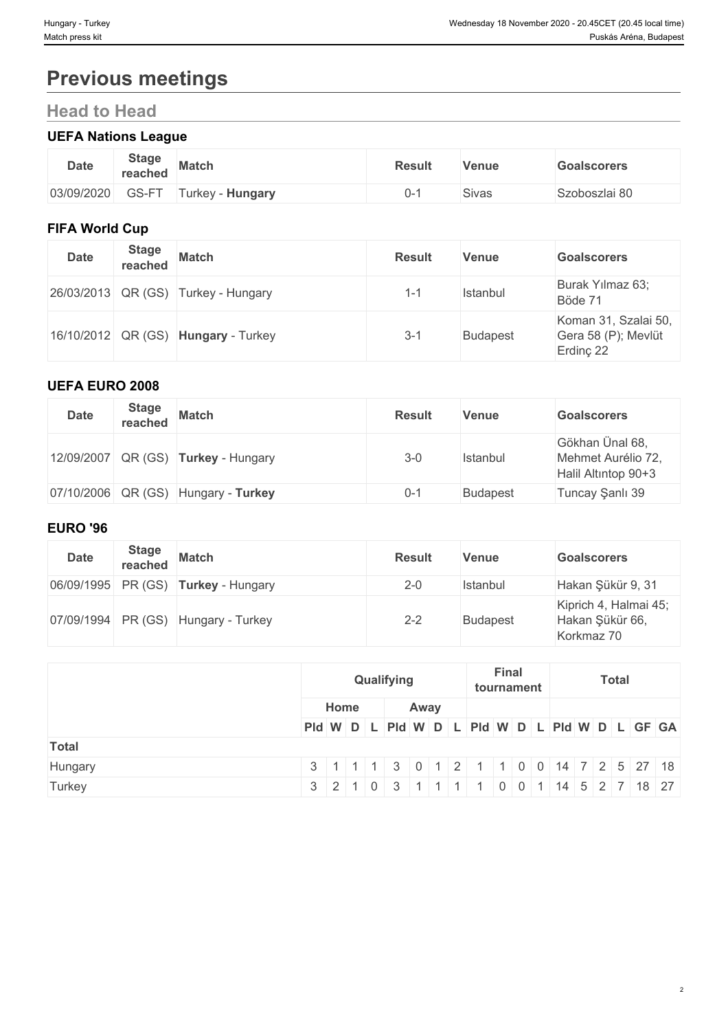# Previous meetings

## Head to Head

### UEFA Nations League

| Date | Stage reached | Match | Result | Venue | Goalscorers |
|---|---|---|---|---|---|
| 03/09/2020 | GS-FT | Turkey - **Hungary** | 0-1 | Sivas | Szoboszlai 80 |

### FIFA World Cup

| Date | Stage reached | Match | Result | Venue | Goalscorers |
|---|---|---|---|---|---|
| 26/03/2013 | QR (GS) | Turkey - Hungary | 1-1 | Istanbul | Burak Yılmaz 63; Böde 71 |
| 16/10/2012 | QR (GS) | **Hungary** - Turkey | 3-1 | Budapest | Koman 31, Szalai 50, Gera 58 (P); Mevlüt Erdinç 22 |

### UEFA EURO 2008

| Date | Stage reached | Match | Result | Venue | Goalscorers |
|---|---|---|---|---|---|
| 12/09/2007 | QR (GS) | **Turkey** - Hungary | 3-0 | Istanbul | Gökhan Ünal 68, Mehmet Aurélio 72, Halil Altıntop 90+3 |
| 07/10/2006 | QR (GS) | Hungary - **Turkey** | 0-1 | Budapest | Tuncay Şanlı 39 |

### EURO '96

| Date | Stage reached | Match | Result | Venue | Goalscorers |
|---|---|---|---|---|---|
| 06/09/1995 | PR (GS) | **Turkey** - Hungary | 2-0 | Istanbul | Hakan Şükür 9, 31 |
| 07/09/1994 | PR (GS) | Hungary - Turkey | 2-2 | Budapest | Kiprich 4, Halmai 45; Hakan Şükür 66, Korkmaz 70 |

| | Qualifying | | | | | | | | Final tournament | | | | Total | | | | | |
|---|---|---|---|---|---|---|---|---|---|---|---|---|---|---|---|---|---|---|
| | Home | | | | Away | | | | | | | | | | | | | |
| | Pld | W | D | L | Pld | W | D | L | Pld | W | D | L | Pld | W | D | L | GF | GA |
| **Total** | | | | | | | | | | | | | | | | | | |
| Hungary | 3 | 1 | 1 | 1 | 3 | 0 | 1 | 2 | 1 | 1 | 0 | 0 | 14 | 7 | 2 | 5 | 27 | 18 |
| Turkey | 3 | 2 | 1 | 0 | 3 | 1 | 1 | 1 | 1 | 0 | 0 | 1 | 14 | 5 | 2 | 7 | 18 | 27 |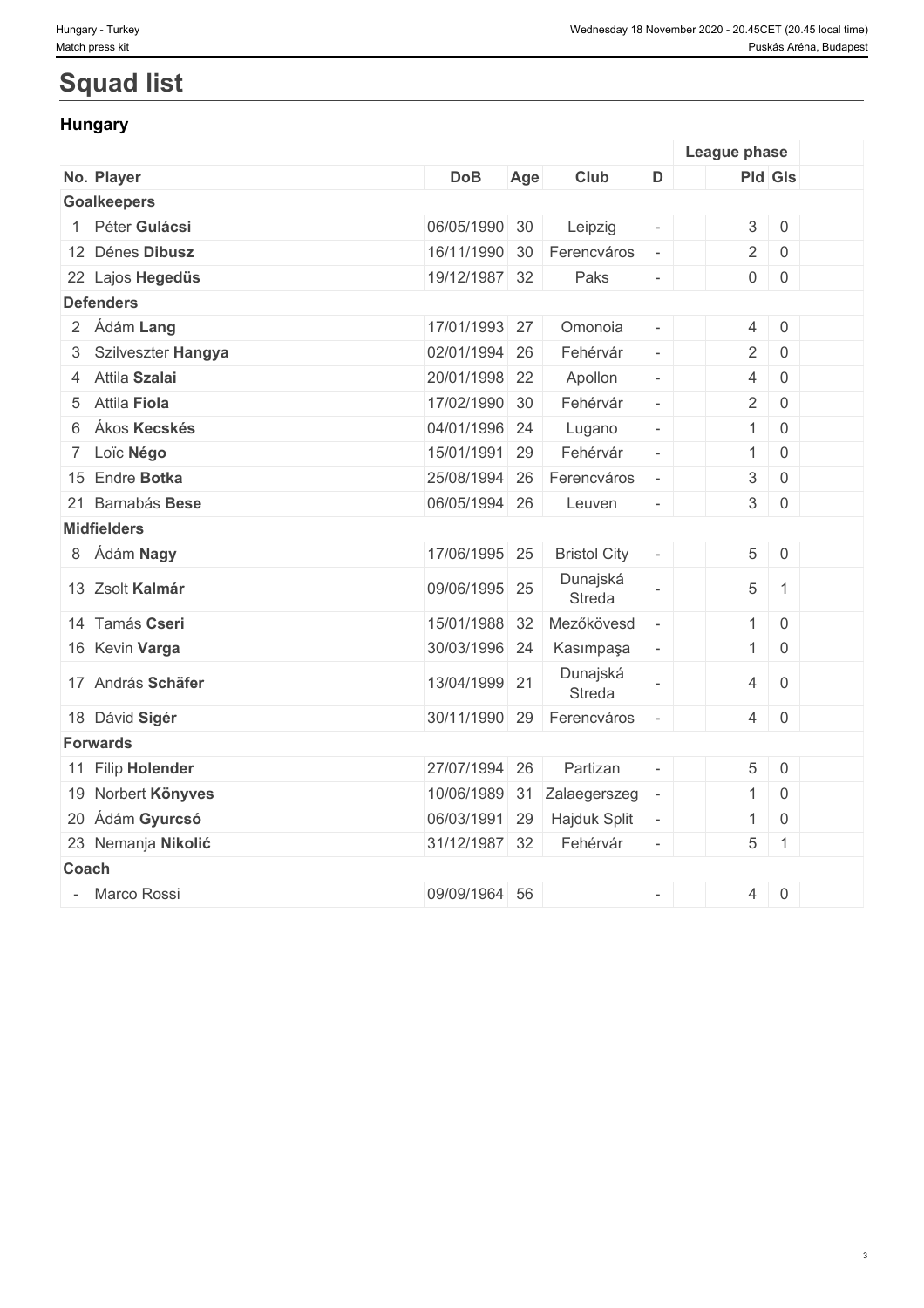# Squad list

## Hungary

| | | | | | | | League phase | | | |
|---|---|---|---|---|---|---|---|---|---|---|
| No. | Player | DoB | Age | Club | D | | Pld | Gls | | |
| **Goalkeepers** | | | | | | | | | | |
| 1 | Péter **Gulácsi** | 06/05/1990 | 30 | Leipzig | - | | 3 | 0 | | |
| 12 | Dénes **Dibusz** | 16/11/1990 | 30 | Ferencváros | - | | 2 | 0 | | |
| 22 | Lajos **Hegedüs** | 19/12/1987 | 32 | Paks | - | | 0 | 0 | | |
| **Defenders** | | | | | | | | | | |
| 2 | Ádám **Lang** | 17/01/1993 | 27 | Omonoia | - | | 4 | 0 | | |
| 3 | Szilveszter **Hangya** | 02/01/1994 | 26 | Fehérvár | - | | 2 | 0 | | |
| 4 | Attila **Szalai** | 20/01/1998 | 22 | Apollon | - | | 4 | 0 | | |
| 5 | Attila **Fiola** | 17/02/1990 | 30 | Fehérvár | - | | 2 | 0 | | |
| 6 | Ákos **Kecskés** | 04/01/1996 | 24 | Lugano | - | | 1 | 0 | | |
| 7 | Loïc **Négo** | 15/01/1991 | 29 | Fehérvár | - | | 1 | 0 | | |
| 15 | Endre **Botka** | 25/08/1994 | 26 | Ferencváros | - | | 3 | 0 | | |
| 21 | Barnabás **Bese** | 06/05/1994 | 26 | Leuven | - | | 3 | 0 | | |
| **Midfielders** | | | | | | | | | | |
| 8 | Ádám **Nagy** | 17/06/1995 | 25 | Bristol City | - | | 5 | 0 | | |
| 13 | Zsolt **Kalmár** | 09/06/1995 | 25 | Dunajská Streda | - | | 5 | 1 | | |
| 14 | Tamás **Cseri** | 15/01/1988 | 32 | Mezőkövesd | - | | 1 | 0 | | |
| 16 | Kevin **Varga** | 30/03/1996 | 24 | Kasımpaşa | - | | 1 | 0 | | |
| 17 | András **Schäfer** | 13/04/1999 | 21 | Dunajská Streda | - | | 4 | 0 | | |
| 18 | Dávid **Sigér** | 30/11/1990 | 29 | Ferencváros | - | | 4 | 0 | | |
| **Forwards** | | | | | | | | | | |
| 11 | Filip **Holender** | 27/07/1994 | 26 | Partizan | - | | 5 | 0 | | |
| 19 | Norbert **Könyves** | 10/06/1989 | 31 | Zalaegerszeg | - | | 1 | 0 | | |
| 20 | Ádám **Gyurcsó** | 06/03/1991 | 29 | Hajduk Split | - | | 1 | 0 | | |
| 23 | Nemanja **Nikolić** | 31/12/1987 | 32 | Fehérvár | - | | 5 | 1 | | |
| **Coach** | | | | | | | | | | |
| - | Marco Rossi | 09/09/1964 | 56 | | - | | 4 | 0 | | |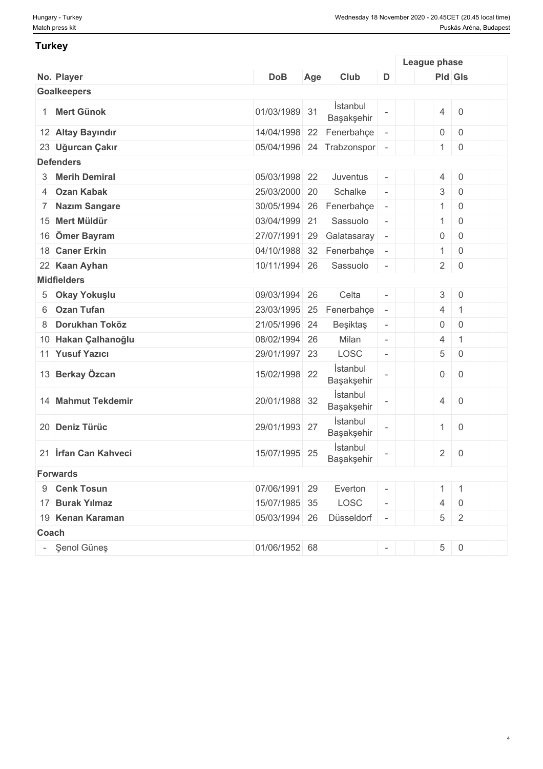## Turkey

| No. | Player | DoB | Age | Club | D | | League phase | | | |
|---|---|---|---|---|---|---|---|---|---|---|
| | | | | | | | Pld | Gls | | |
| **Goalkeepers** | | | | | | | | | | |
| 1 | **Mert Günok** | 01/03/1989 | 31 | İstanbul Başakşehir | - | | 4 | 0 | | |
| 12 | **Altay Bayındır** | 14/04/1998 | 22 | Fenerbahçe | - | | 0 | 0 | | |
| 23 | **Uğurcan Çakır** | 05/04/1996 | 24 | Trabzonspor | - | | 1 | 0 | | |
| **Defenders** | | | | | | | | | | |
| 3 | **Merih Demiral** | 05/03/1998 | 22 | Juventus | - | | 4 | 0 | | |
| 4 | **Ozan Kabak** | 25/03/2000 | 20 | Schalke | - | | 3 | 0 | | |
| 7 | **Nazım Sangare** | 30/05/1994 | 26 | Fenerbahçe | - | | 1 | 0 | | |
| 15 | **Mert Müldür** | 03/04/1999 | 21 | Sassuolo | - | | 1 | 0 | | |
| 16 | **Ömer Bayram** | 27/07/1991 | 29 | Galatasaray | - | | 0 | 0 | | |
| 18 | **Caner Erkin** | 04/10/1988 | 32 | Fenerbahçe | - | | 1 | 0 | | |
| 22 | **Kaan Ayhan** | 10/11/1994 | 26 | Sassuolo | - | | 2 | 0 | | |
| **Midfielders** | | | | | | | | | | |
| 5 | **Okay Yokuşlu** | 09/03/1994 | 26 | Celta | - | | 3 | 0 | | |
| 6 | **Ozan Tufan** | 23/03/1995 | 25 | Fenerbahçe | - | | 4 | 1 | | |
| 8 | **Dorukhan Toköz** | 21/05/1996 | 24 | Beşiktaş | - | | 0 | 0 | | |
| 10 | **Hakan Çalhanoğlu** | 08/02/1994 | 26 | Milan | - | | 4 | 1 | | |
| 11 | **Yusuf Yazıcı** | 29/01/1997 | 23 | LOSC | - | | 5 | 0 | | |
| 13 | **Berkay Özcan** | 15/02/1998 | 22 | İstanbul Başakşehir | - | | 0 | 0 | | |
| 14 | **Mahmut Tekdemir** | 20/01/1988 | 32 | İstanbul Başakşehir | - | | 4 | 0 | | |
| 20 | **Deniz Türüc** | 29/01/1993 | 27 | İstanbul Başakşehir | - | | 1 | 0 | | |
| 21 | **İrfan Can Kahveci** | 15/07/1995 | 25 | İstanbul Başakşehir | - | | 2 | 0 | | |
| **Forwards** | | | | | | | | | | |
| 9 | **Cenk Tosun** | 07/06/1991 | 29 | Everton | - | | 1 | 1 | | |
| 17 | **Burak Yılmaz** | 15/07/1985 | 35 | LOSC | - | | 4 | 0 | | |
| 19 | **Kenan Karaman** | 05/03/1994 | 26 | Düsseldorf | - | | 5 | 2 | | |
| **Coach** | | | | | | | | | | |
| - | Şenol Güneş | 01/06/1952 | 68 | | - | | 5 | 0 | | |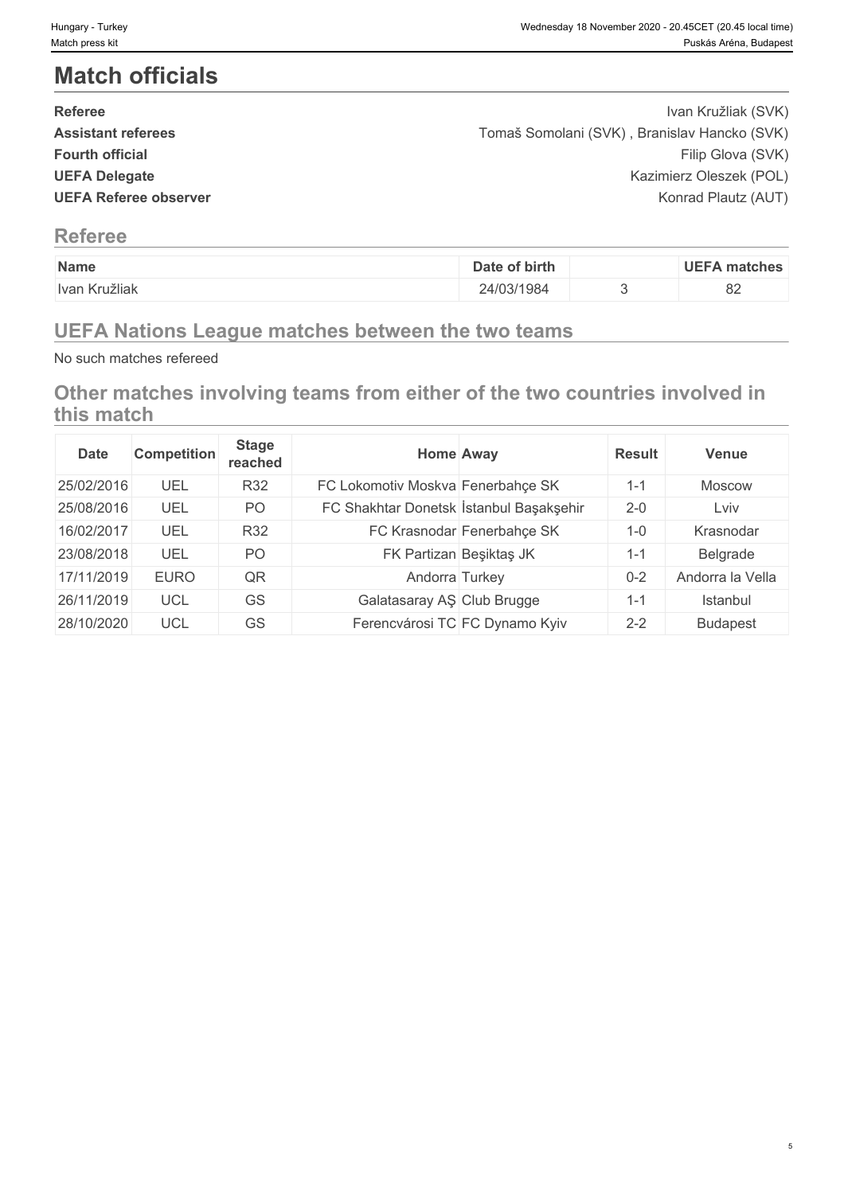# Match officials

| | |
|---|---|
| **Referee** | Ivan Kružliak (SVK) |
| **Assistant referees** | Tomaš Somolani (SVK) , Branislav Hancko (SVK) |
| **Fourth official** | Filip Glova (SVK) |
| **UEFA Delegate** | Kazimierz Oleszek (POL) |
| **UEFA Referee observer** | Konrad Plautz (AUT) |

## Referee

| Name | Date of birth | | UEFA matches |
|---|---|---|---|
| Ivan Kružliak | 24/03/1984 | 3 | 82 |

## UEFA Nations League matches between the two teams

No such matches refereed

## Other matches involving teams from either of the two countries involved in this match

| Date | Competition | Stage reached | Home | Away | Result | Venue |
|---|---|---|---|---|---|---|
| 25/02/2016 | UEL | R32 | FC Lokomotiv Moskva | Fenerbahçe SK | 1-1 | Moscow |
| 25/08/2016 | UEL | PO | FC Shakhtar Donetsk | İstanbul Başakşehir | 2-0 | Lviv |
| 16/02/2017 | UEL | R32 | FC Krasnodar | Fenerbahçe SK | 1-0 | Krasnodar |
| 23/08/2018 | UEL | PO | FK Partizan | Beşiktaş JK | 1-1 | Belgrade |
| 17/11/2019 | EURO | QR | Andorra | Turkey | 0-2 | Andorra la Vella |
| 26/11/2019 | UCL | GS | Galatasaray AŞ | Club Brugge | 1-1 | Istanbul |
| 28/10/2020 | UCL | GS | Ferencvárosi TC | FC Dynamo Kyiv | 2-2 | Budapest |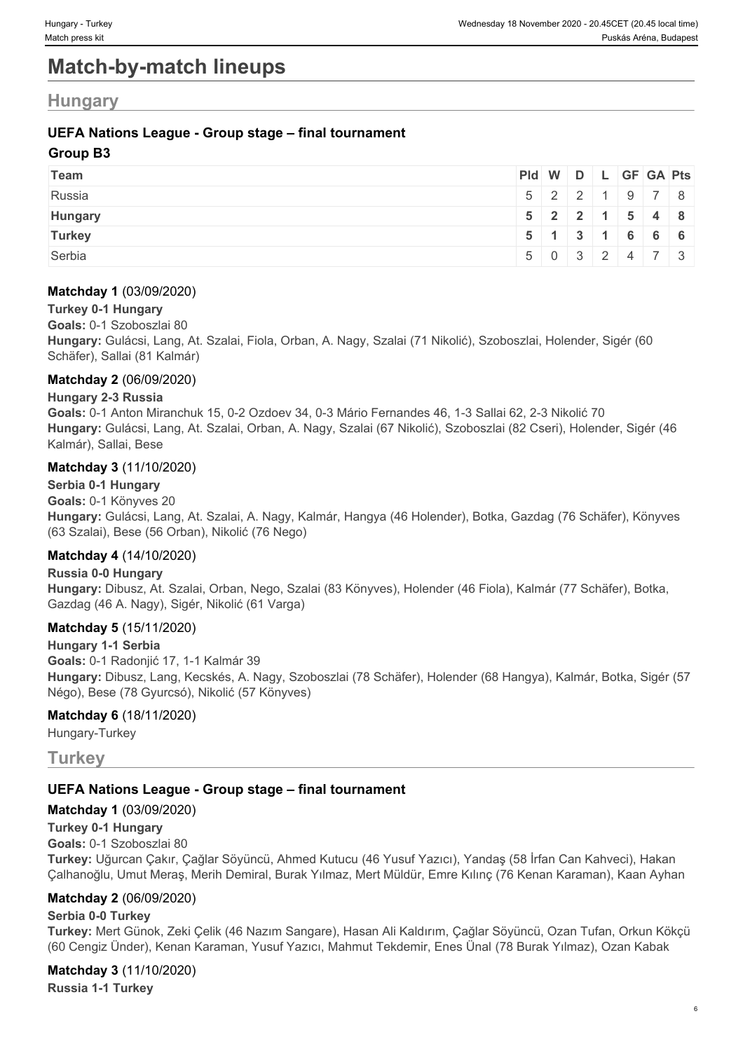# Match-by-match lineups

## Hungary

### UEFA Nations League - Group stage – final tournament

#### Group B3

| Team | Pld | W | D | L | GF | GA | Pts |
|---|---|---|---|---|---|---|---|
| Russia | 5 | 2 | 2 | 1 | 9 | 7 | 8 |
| **Hungary** | **5** | **2** | **2** | **1** | **5** | **4** | **8** |
| **Turkey** | **5** | **1** | **3** | **1** | **6** | **6** | **6** |
| Serbia | 5 | 0 | 3 | 2 | 4 | 7 | 3 |

**Matchday 1** (03/09/2020)

**Turkey 0-1 Hungary**
**Goals:** 0-1 Szoboszlai 80
**Hungary:** Gulácsi, Lang, At. Szalai, Fiola, Orban, A. Nagy, Szalai (71 Nikolić), Szoboszlai, Holender, Sigér (60 Schäfer), Sallai (81 Kalmár)

**Matchday 2** (06/09/2020)

**Hungary 2-3 Russia**
**Goals:** 0-1 Anton Miranchuk 15, 0-2 Ozdoev 34, 0-3 Mário Fernandes 46, 1-3 Sallai 62, 2-3 Nikolić 70
**Hungary:** Gulácsi, Lang, At. Szalai, Orban, A. Nagy, Szalai (67 Nikolić), Szoboszlai (82 Cseri), Holender, Sigér (46 Kalmár), Sallai, Bese

**Matchday 3** (11/10/2020)

**Serbia 0-1 Hungary**
**Goals:** 0-1 Könyves 20
**Hungary:** Gulácsi, Lang, At. Szalai, A. Nagy, Kalmár, Hangya (46 Holender), Botka, Gazdag (76 Schäfer), Könyves (63 Szalai), Bese (56 Orban), Nikolić (76 Nego)

**Matchday 4** (14/10/2020)

**Russia 0-0 Hungary**
**Hungary:** Dibusz, At. Szalai, Orban, Nego, Szalai (83 Könyves), Holender (46 Fiola), Kalmár (77 Schäfer), Botka, Gazdag (46 A. Nagy), Sigér, Nikolić (61 Varga)

**Matchday 5** (15/11/2020)

**Hungary 1-1 Serbia**
**Goals:** 0-1 Radonjić 17, 1-1 Kalmár 39
**Hungary:** Dibusz, Lang, Kecskés, A. Nagy, Szoboszlai (78 Schäfer), Holender (68 Hangya), Kalmár, Botka, Sigér (57 Négo), Bese (78 Gyurcsó), Nikolić (57 Könyves)

**Matchday 6** (18/11/2020)

Hungary-Turkey

## Turkey

### UEFA Nations League - Group stage – final tournament

**Matchday 1** (03/09/2020)

**Turkey 0-1 Hungary**
**Goals:** 0-1 Szoboszlai 80
**Turkey:** Uğurcan Çakır, Çağlar Söyüncü, Ahmed Kutucu (46 Yusuf Yazıcı), Yandaş (58 İrfan Can Kahveci), Hakan Çalhanoğlu, Umut Meraş, Merih Demiral, Burak Yılmaz, Mert Müldür, Emre Kılınç (76 Kenan Karaman), Kaan Ayhan

**Matchday 2** (06/09/2020)

**Serbia 0-0 Turkey**
**Turkey:** Mert Günok, Zeki Çelik (46 Nazım Sangare), Hasan Ali Kaldırım, Çağlar Söyüncü, Ozan Tufan, Orkun Kökçü (60 Cengiz Ünder), Kenan Karaman, Yusuf Yazıcı, Mahmut Tekdemir, Enes Ünal (78 Burak Yılmaz), Ozan Kabak

**Matchday 3** (11/10/2020)

**Russia 1-1 Turkey**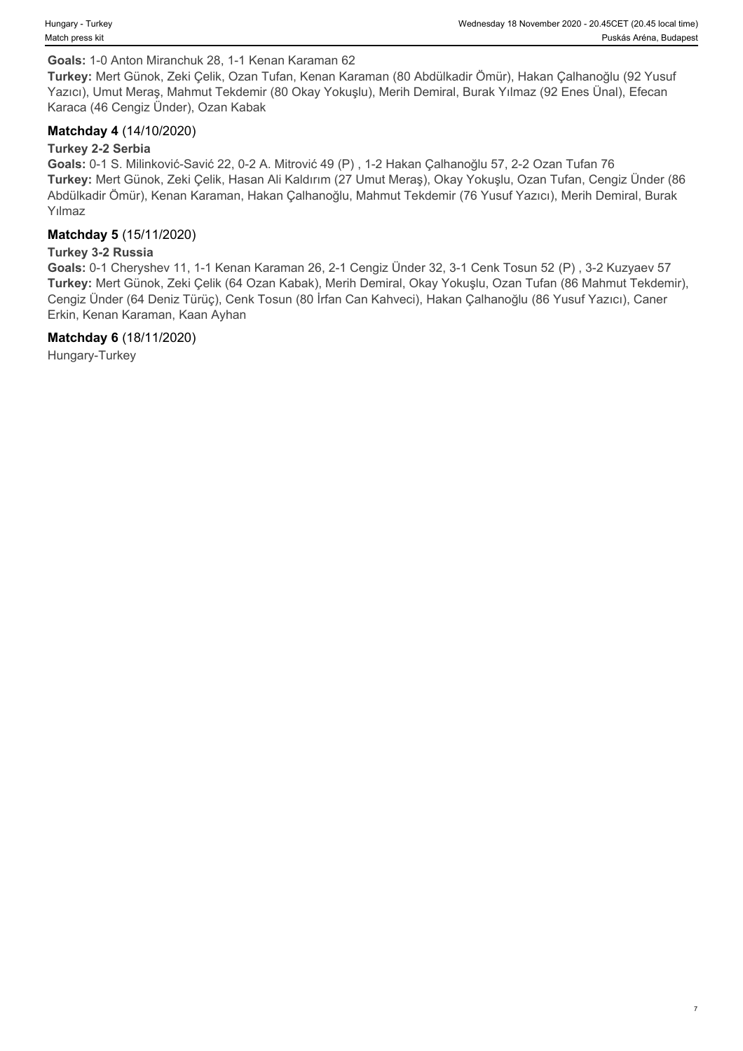**Goals:** 1-0 Anton Miranchuk 28, 1-1 Kenan Karaman 62

**Turkey:** Mert Günok, Zeki Çelik, Ozan Tufan, Kenan Karaman (80 Abdülkadir Ömür), Hakan Çalhanoğlu (92 Yusuf Yazıcı), Umut Meraş, Mahmut Tekdemir (80 Okay Yokuşlu), Merih Demiral, Burak Yılmaz (92 Enes Ünal), Efecan Karaca (46 Cengiz Ünder), Ozan Kabak

### Matchday 4 (14/10/2020)

**Turkey 2-2 Serbia**

**Goals:** 0-1 S. Milinković-Savić 22, 0-2 A. Mitrović 49 (P) , 1-2 Hakan Çalhanoğlu 57, 2-2 Ozan Tufan 76

**Turkey:** Mert Günok, Zeki Çelik, Hasan Ali Kaldırım (27 Umut Meraş), Okay Yokuşlu, Ozan Tufan, Cengiz Ünder (86 Abdülkadir Ömür), Kenan Karaman, Hakan Çalhanoğlu, Mahmut Tekdemir (76 Yusuf Yazıcı), Merih Demiral, Burak Yılmaz

### Matchday 5 (15/11/2020)

**Turkey 3-2 Russia**

**Goals:** 0-1 Cheryshev 11, 1-1 Kenan Karaman 26, 2-1 Cengiz Ünder 32, 3-1 Cenk Tosun 52 (P) , 3-2 Kuzyaev 57

**Turkey:** Mert Günok, Zeki Çelik (64 Ozan Kabak), Merih Demiral, Okay Yokuşlu, Ozan Tufan (86 Mahmut Tekdemir), Cengiz Ünder (64 Deniz Türüç), Cenk Tosun (80 İrfan Can Kahveci), Hakan Çalhanoğlu (86 Yusuf Yazıcı), Caner Erkin, Kenan Karaman, Kaan Ayhan

### Matchday 6 (18/11/2020)

Hungary-Turkey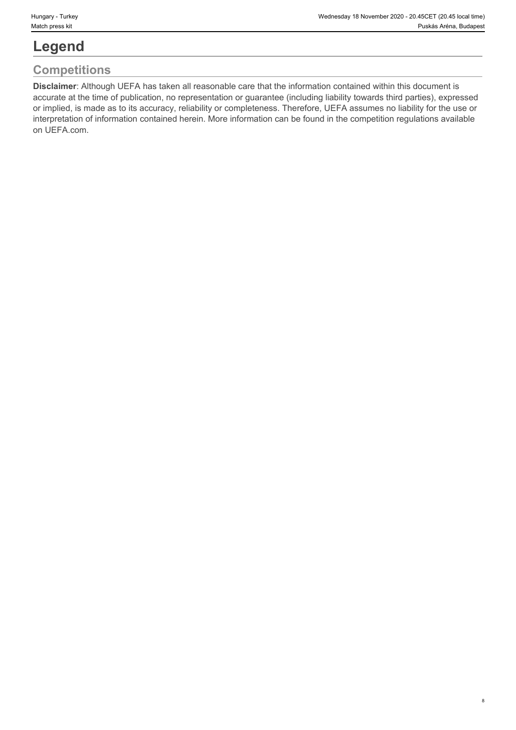# Legend

## Competitions

**Disclaimer**: Although UEFA has taken all reasonable care that the information contained within this document is accurate at the time of publication, no representation or guarantee (including liability towards third parties), expressed or implied, is made as to its accuracy, reliability or completeness. Therefore, UEFA assumes no liability for the use or interpretation of information contained herein. More information can be found in the competition regulations available on UEFA.com.